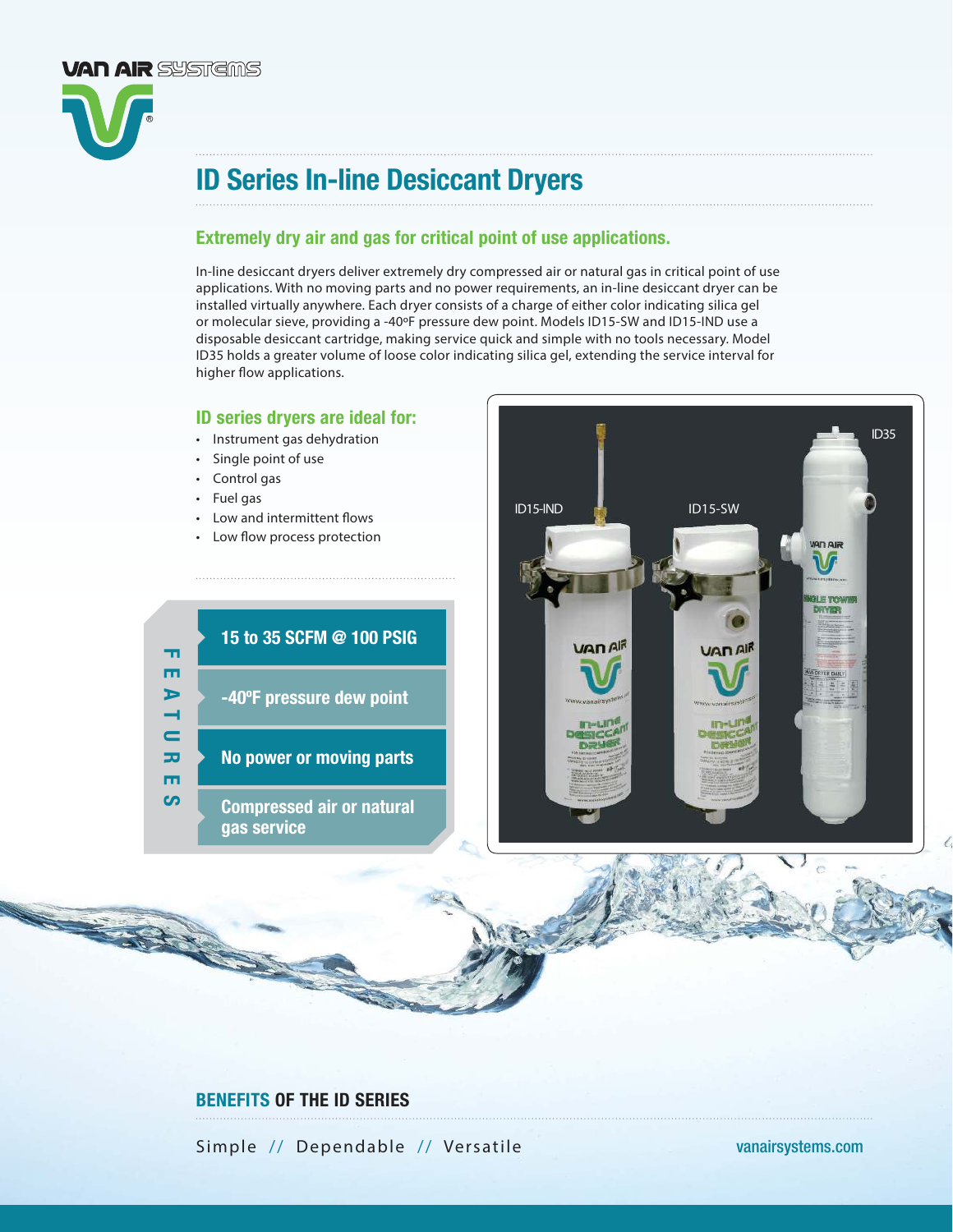VAN AIR SYSTEMS

# ID Series In-line Desiccant Dryers

## Extremely dry air and gas for critical point of use applications.

In-line desiccant dryers deliver extremely dry compressed air or natural gas in critical point of use applications. With no moving parts and no power requirements, an in-line desiccant dryer can be installed virtually anywhere. Each dryer consists of a charge of either color indicating silica gel or molecular sieve, providing a -40ºF pressure dew point. Models ID15-SW and ID15-IND use a disposable desiccant cartridge, making service quick and simple with no tools necessary. Model ID35 holds a greater volume of loose color indicating silica gel, extending the service interval for higher flow applications.

### ID series dryers are ideal for:

- Instrument gas dehydration
- Single point of use
- Control gas
- Fuel gas
- Low and intermittent flows
- Low flow process protection

### FEATURES

- **15 to 35 SCFM @ 100 PSIG**
- **-40ºF pressure dew point**
- **No power or moving parts**
- **Compressed air or natural gas service**

ID15-IND ID15-SW ID35

### BENEFITS OF THE ID SERIES

Simple // Dependable // Versatile

vanairsystems.com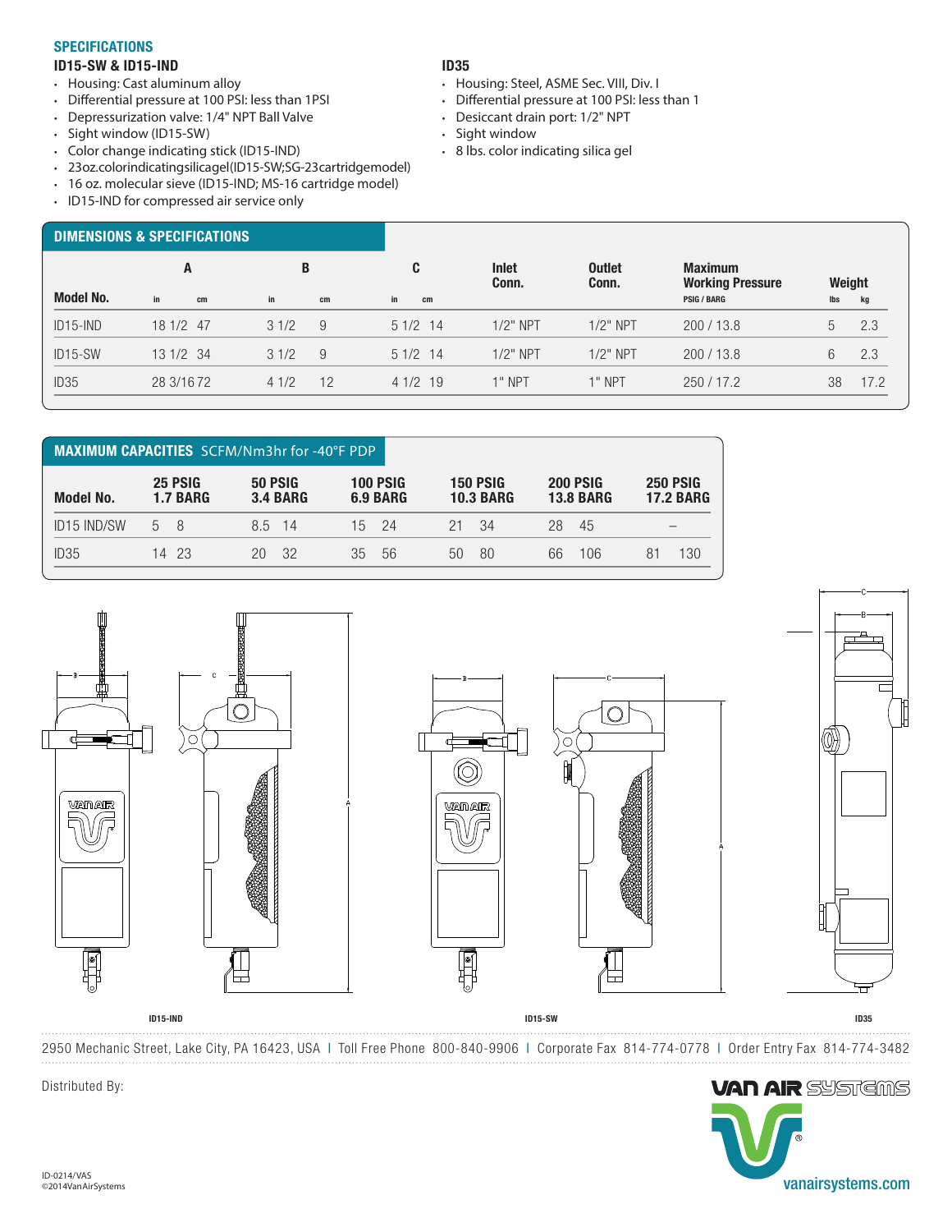## SPECIFICATIONS

### ID15-SW & ID15-IND

- Housing: Cast aluminum alloy
- Differential pressure at 100 PSI: less than 1PSI
- Depressurization valve: 1/4" NPT Ball Valve
- Sight window (ID15-SW)
- Color change indicating stick (ID15-IND)
- 23oz.colorindicatingsilicagel(ID15-SW;SG-23cartridgemodel)
- 16 oz. molecular sieve (ID15-IND; MS-16 cartridge model)
- ID15-IND for compressed air service only

### ID35

- Housing: Steel, ASME Sec. VIII, Div. I
- Differential pressure at 100 PSI: less than 1
- Desiccant drain port: 1/2" NPT
- Sight window
- 8 lbs. color indicating silica gel

## DIMENSIONS & SPECIFICATIONS

| Model No. | A | | B | | C | | Inlet Conn. | Outlet Conn. | Maximum Working Pressure | Weight | |
|---|---|---|---|---|---|---|---|---|---|---|---|
| | in | cm | in | cm | in | cm | | | PSIG / BARG | lbs | kg |
| ID15-IND | 18 1/2 | 47 | 3 1/2 | 9 | 5 1/2 | 14 | 1/2" NPT | 1/2" NPT | 200 / 13.8 | 5 | 2.3 |
| ID15-SW | 13 1/2 | 34 | 3 1/2 | 9 | 5 1/2 | 14 | 1/2" NPT | 1/2" NPT | 200 / 13.8 | 6 | 2.3 |
| ID35 | 28 3/16 | 72 | 4 1/2 | 12 | 4 1/2 | 19 | 1" NPT | 1" NPT | 250 / 17.2 | 38 | 17.2 |

## MAXIMUM CAPACITIES SCFM/Nm3hr for -40°F PDP

| Model No. | 25 PSIG 1.7 BARG | | 50 PSIG 3.4 BARG | | 100 PSIG 6.9 BARG | | 150 PSIG 10.3 BARG | | 200 PSIG 13.8 BARG | | 250 PSIG 17.2 BARG | |
|---|---|---|---|---|---|---|---|---|---|---|---|---|
| ID15 IND/SW | 5 | 8 | 8.5 | 14 | 15 | 24 | 21 | 34 | 28 | 45 | – | |
| ID35 | 14 | 23 | 20 | 32 | 35 | 56 | 50 | 80 | 66 | 106 | 81 | 130 |

ID15-IND

ID15-SW

ID35

2950 Mechanic Street, Lake City, PA 16423, USA | Toll Free Phone 800-840-9906 | Corporate Fax 814-774-0778 | Order Entry Fax 814-774-3482

Distributed By:

VAN AIR SYSTEMS

vanairsystems.com

ID-0214/VAS
©2014VanAirSystems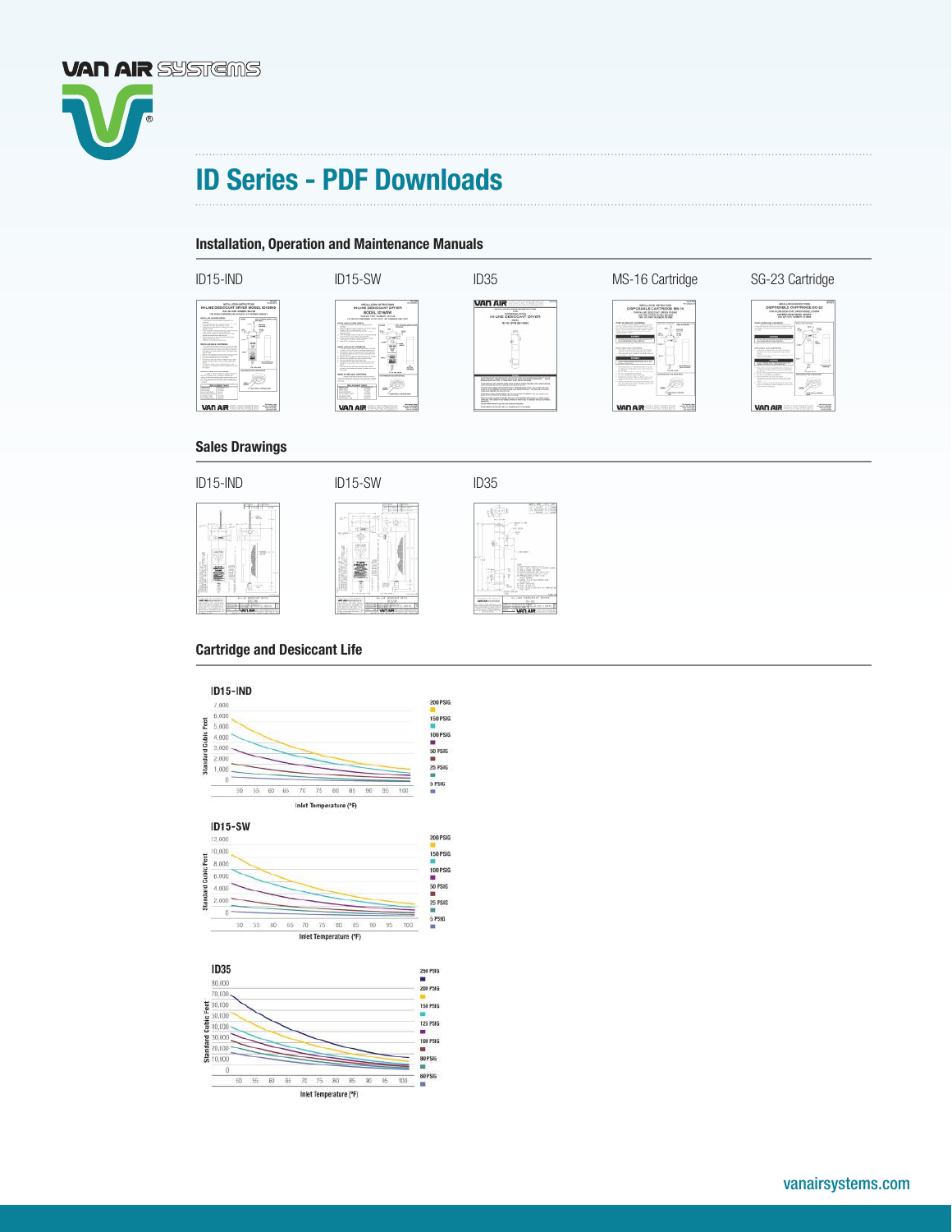VAN AIR SYSTEMS

# ID Series - PDF Downloads

## Installation, Operation and Maintenance Manuals

ID15-IND

ID15-SW

ID35

MS-16 Cartridge

SG-23 Cartridge

## Sales Drawings

ID15-IND

ID15-SW

ID35

## Cartridge and Desiccant Life

ID15-IND

Standard Cubic Feet

7,000
6,000
5,000
4,000
3,000
2,000
1,000
0

50 55 60 65 70 75 80 85 90 95 100

Inlet Temperature (°F)

200 PSIG
150 PSIG
100 PSIG
50 PSIG
25 PSIG
5 PSIG

ID15-SW

Standard Cubic Feet

12,000
10,000
8,000
6,000
4,000
2,000
0

50 55 60 65 70 75 80 85 90 95 100

Inlet Temperature (°F)

200 PSIG
150 PSIG
100 PSIG
50 PSIG
25 PSIG
5 PSIG

ID35

Standard Cubic Feet

80,000
70,000
60,000
50,000
40,000
30,000
20,000
10,000
0

50 55 60 65 70 75 80 85 90 95 100

Inlet Temperature (°F)

250 PSIG
200 PSIG
150 PSIG
125 PSIG
100 PSIG
80 PSIG
60 PSIG

vanairsystems.com